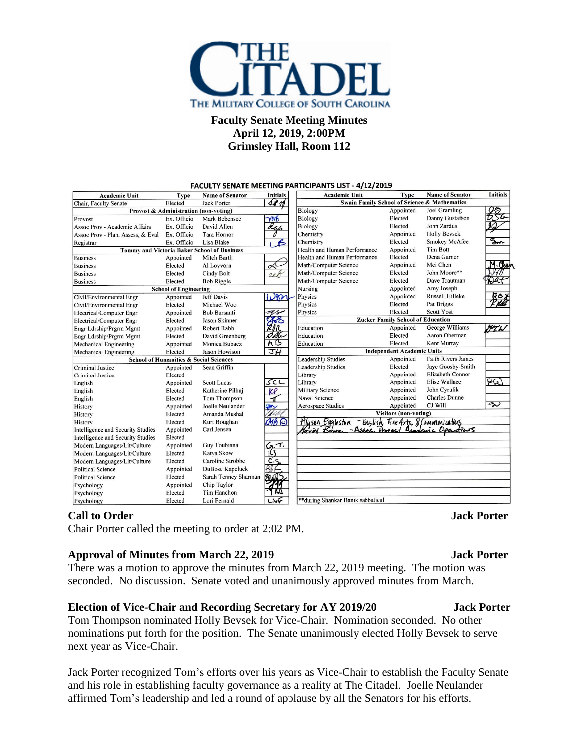# THE CITADEL

THE MILITARY COLLEGE OF SOUTH CAROLINA

**Faculty Senate Meeting Minutes**
**April 12, 2019, 2:00PM**
**Grimsley Hall, Room 112**

**FACULTY SENATE MEETING PARTICIPANTS LIST - 4/12/2019**

| Academic Unit | Type | Name of Senator | Initials |
|---|---|---|---|
| Chair, Faculty Senate | Elected | Jack Porter | JP |
| **Provost & Administration (non-voting)** | | | |
| Provost | Ex. Officio | Mark Bebensee | MB |
| Assoc Prov - Academic Affairs | Ex. Officio | David Allen | dga |
| Assoc Prov - Plan, Assess, & Eval | Ex. Officio | Tara Hornor | |
| Registrar | Ex. Officio | Lisa Blake | LB |
| **Tommy and Victoria Baker School of Business** | | | |
| Business | Appointed | Mitch Barth | |
| Business | Elected | Al Lovvorn | AL |
| Business | Elected | Cindy Bolt | cef |
| Business | Elected | Bob Riggle | |
| **School of Engineering** | | | |
| Civil/Environmental Engr | Appointed | Jeff Davis | WD |
| Civil/Environmental Engr | Elected | Michael Woo | |
| Electrical/Computer Engr | Appointed | Bob Barsanti | RJB |
| Electrical/Computer Engr | Elected | Jason Skinner | JSS |
| Engr Ldrship/Prgrm Mgmt | Appointed | Robert Rabb | RJR |
| Engr Ldrship/Prgrm Mgmt | Elected | David Greenburg | DGG |
| Mechanical Engineering | Appointed | Monica Bubacz | MB |
| Mechanical Engineering | Elected | Jason Howison | JH |
| **School of Humanities & Social Sciences** | | | |
| Criminal Justice | Appointed | Sean Griffin | |
| Criminal Justice | Elected | | |
| English | Appointed | Scott Lucas | SCL |
| English | Elected | Katherine Pilhuj | KP |
| English | Elected | Tom Thompson | T |
| History | Appointed | Joelle Neulander | JN |
| History | Elected | Amanda Mushal | AM |
| History | Elected | Kurt Boughan | KMB |
| Intelligence and Security Studies | Appointed | Carl Jensen | |
| Intelligence and Security Studies | Elected | | |
| Modern Languages/Lit/Culture | Appointed | Guy Toubiana | G.T. |
| Modern Languages/Lit/Culture | Elected | Katya Skow | KS |
| Modern Languages/Lit/Culture | Elected | Caroline Strobbe | C.S. |
| Political Science | Appointed | DuBose Kapeluck | BDK |
| Political Science | Elected | Sarah Tenney Sharman | STS |
| Psychology | Appointed | Chip Taylor | |
| Psychology | Elected | Tim Hanchon | TAH |
| Psychology | Elected | Lori Fernald | LNF |

| Academic Unit | Type | Name of Senator | Initials |
|---|---|---|---|
| **Swain Family School of Science & Mathematics** | | | |
| Biology | Appointed | Joel Gramling | JG |
| Biology | Elected | Danny Gustafson | DJG |
| Biology | Elected | John Zardus | JZ |
| Chemistry | Appointed | Holly Bevsek | |
| Chemistry | Elected | Smokey McAfee | Sm |
| Health and Human Performance | Appointed | Tim Bott | |
| Health and Human Performance | Elected | Dena Garner | |
| Math/Computer Science | Appointed | Mei Chen | M. Chen |
| Math/Computer Science | Elected | John Moore** | JM |
| Math/Computer Science | Elected | Dave Trautman | Dat |
| Nursing | Appointed | Amy Joseph | |
| Physics | Appointed | Russell Hilleke | ROX |
| Physics | Elected | Pat Briggs | PB |
| Physics | Elected | Scott Yost | |
| **Zucker Family School of Education** | | | |
| Education | Appointed | George Williams | GTW |
| Education | Elected | Aaron Oberman | |
| Education | Elected | Kent Murray | |
| **Independent Academic Units** | | | |
| Leadership Studies | Appointed | Faith Rivers James | |
| Leadership Studies | Elected | Jaye Goosby-Smith | |
| Library | Appointed | Elizabeth Connor | |
| Library | Appointed | Elise Wallace | ECW |
| Military Science | Appointed | John Cyrulik | |
| Naval Science | Appointed | Charles Dunne | |
| Aerospace Studies | Appointed | CJ Will | CW |
| **Visitors (non-voting)** | | | |
| Alyson Eggleston - English, Fine Arts, & Communications | | | |
| Kevin Bower - Assoc. Provost Academic Operations | | | |

**during Shankar Banik sabbatical

## Call to Order — Jack Porter

Chair Porter called the meeting to order at 2:02 PM.

## Approval of Minutes from March 22, 2019 — Jack Porter

There was a motion to approve the minutes from March 22, 2019 meeting. The motion was seconded. No discussion. Senate voted and unanimously approved minutes from March.

## Election of Vice-Chair and Recording Secretary for AY 2019/20 — Jack Porter

Tom Thompson nominated Holly Bevsek for Vice-Chair. Nomination seconded. No other nominations put forth for the position. The Senate unanimously elected Holly Bevsek to serve next year as Vice-Chair.

Jack Porter recognized Tom's efforts over his years as Vice-Chair to establish the Faculty Senate and his role in establishing faculty governance as a reality at The Citadel. Joelle Neulander affirmed Tom's leadership and led a round of applause by all the Senators for his efforts.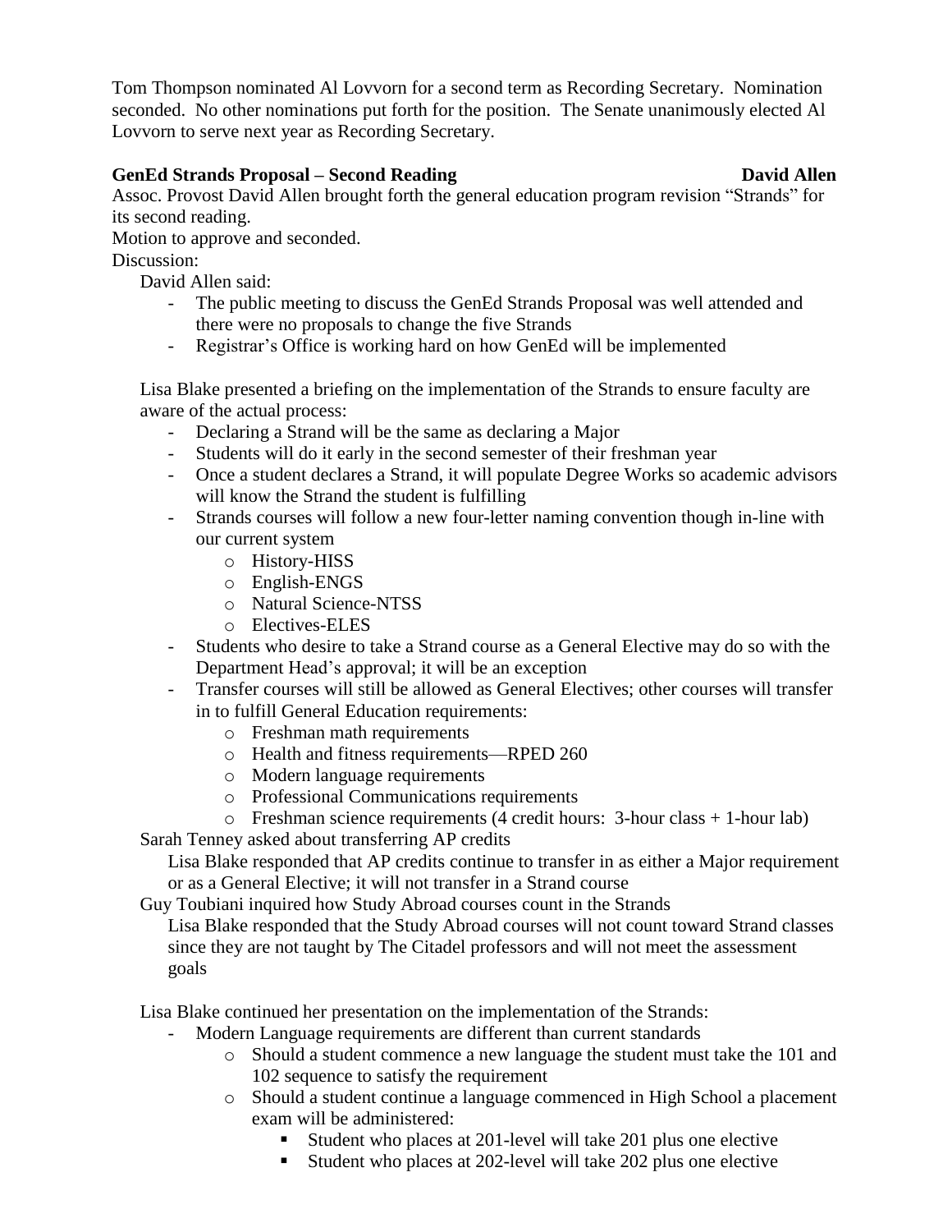Tom Thompson nominated Al Lovvorn for a second term as Recording Secretary. Nomination seconded. No other nominations put forth for the position. The Senate unanimously elected Al Lovvorn to serve next year as Recording Secretary.

**GenEd Strands Proposal – Second Reading** **David Allen**

Assoc. Provost David Allen brought forth the general education program revision "Strands" for its second reading.

Motion to approve and seconded.

Discussion:

David Allen said:

- The public meeting to discuss the GenEd Strands Proposal was well attended and there were no proposals to change the five Strands
- Registrar's Office is working hard on how GenEd will be implemented

Lisa Blake presented a briefing on the implementation of the Strands to ensure faculty are aware of the actual process:

- Declaring a Strand will be the same as declaring a Major
- Students will do it early in the second semester of their freshman year
- Once a student declares a Strand, it will populate Degree Works so academic advisors will know the Strand the student is fulfilling
- Strands courses will follow a new four-letter naming convention though in-line with our current system
    - History-HISS
    - English-ENGS
    - Natural Science-NTSS
    - Electives-ELES
- Students who desire to take a Strand course as a General Elective may do so with the Department Head's approval; it will be an exception
- Transfer courses will still be allowed as General Electives; other courses will transfer in to fulfill General Education requirements:
    - Freshman math requirements
    - Health and fitness requirements—RPED 260
    - Modern language requirements
    - Professional Communications requirements
    - Freshman science requirements (4 credit hours: 3-hour class + 1-hour lab)

Sarah Tenney asked about transferring AP credits

Lisa Blake responded that AP credits continue to transfer in as either a Major requirement or as a General Elective; it will not transfer in a Strand course

Guy Toubiani inquired how Study Abroad courses count in the Strands

Lisa Blake responded that the Study Abroad courses will not count toward Strand classes since they are not taught by The Citadel professors and will not meet the assessment goals

Lisa Blake continued her presentation on the implementation of the Strands:

- Modern Language requirements are different than current standards
    - Should a student commence a new language the student must take the 101 and 102 sequence to satisfy the requirement
    - Should a student continue a language commenced in High School a placement exam will be administered:
        - Student who places at 201-level will take 201 plus one elective
        - Student who places at 202-level will take 202 plus one elective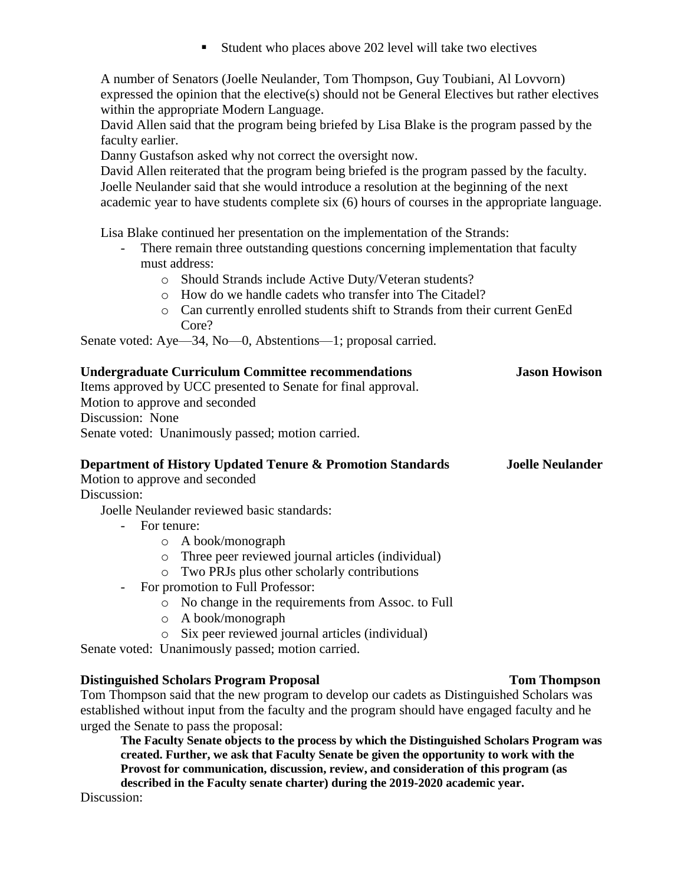- Student who places above 202 level will take two electives

A number of Senators (Joelle Neulander, Tom Thompson, Guy Toubiani, Al Lovvorn) expressed the opinion that the elective(s) should not be General Electives but rather electives within the appropriate Modern Language.
David Allen said that the program being briefed by Lisa Blake is the program passed by the faculty earlier.
Danny Gustafson asked why not correct the oversight now.
David Allen reiterated that the program being briefed is the program passed by the faculty.
Joelle Neulander said that she would introduce a resolution at the beginning of the next academic year to have students complete six (6) hours of courses in the appropriate language.

Lisa Blake continued her presentation on the implementation of the Strands:

- There remain three outstanding questions concerning implementation that faculty must address:
    - Should Strands include Active Duty/Veteran students?
    - How do we handle cadets who transfer into The Citadel?
    - Can currently enrolled students shift to Strands from their current GenEd Core?

Senate voted: Aye—34, No—0, Abstentions—1; proposal carried.

**Undergraduate Curriculum Committee recommendations** **Jason Howison**

Items approved by UCC presented to Senate for final approval.
Motion to approve and seconded
Discussion: None
Senate voted: Unanimously passed; motion carried.

**Department of History Updated Tenure & Promotion Standards** **Joelle Neulander**

Motion to approve and seconded
Discussion:

Joelle Neulander reviewed basic standards:

- For tenure:
    - A book/monograph
    - Three peer reviewed journal articles (individual)
    - Two PRJs plus other scholarly contributions
- For promotion to Full Professor:
    - No change in the requirements from Assoc. to Full
    - A book/monograph
    - Six peer reviewed journal articles (individual)

Senate voted: Unanimously passed; motion carried.

**Distinguished Scholars Program Proposal** **Tom Thompson**

Tom Thompson said that the new program to develop our cadets as Distinguished Scholars was established without input from the faculty and the program should have engaged faculty and he urged the Senate to pass the proposal:

> **The Faculty Senate objects to the process by which the Distinguished Scholars Program was created. Further, we ask that Faculty Senate be given the opportunity to work with the Provost for communication, discussion, review, and consideration of this program (as described in the Faculty senate charter) during the 2019-2020 academic year.**

Discussion: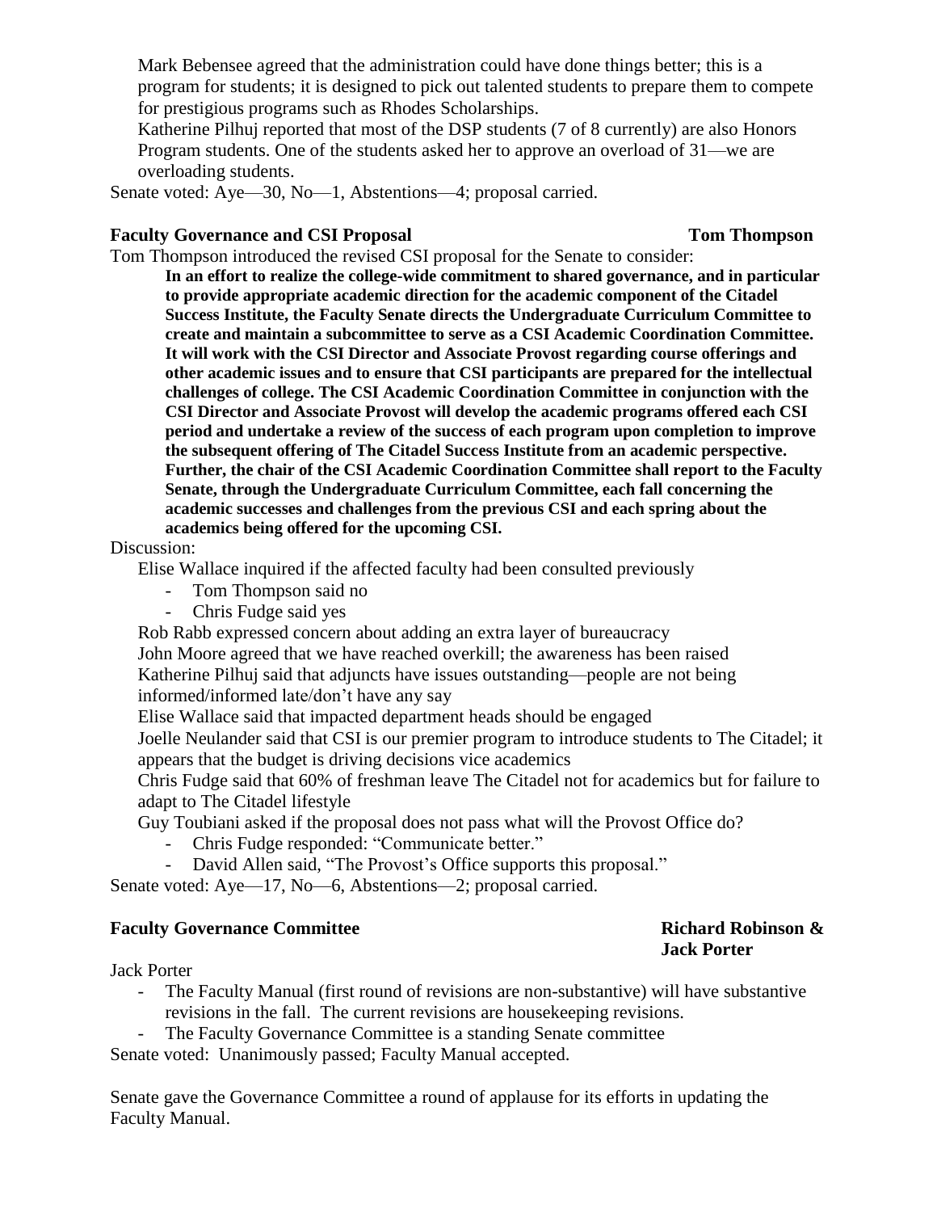Mark Bebensee agreed that the administration could have done things better; this is a program for students; it is designed to pick out talented students to prepare them to compete for prestigious programs such as Rhodes Scholarships.

Katherine Pilhuj reported that most of the DSP students (7 of 8 currently) are also Honors Program students. One of the students asked her to approve an overload of 31—we are overloading students.

Senate voted: Aye—30, No—1, Abstentions—4; proposal carried.

**Faculty Governance and CSI Proposal** **Tom Thompson**

Tom Thompson introduced the revised CSI proposal for the Senate to consider:

> **In an effort to realize the college-wide commitment to shared governance, and in particular to provide appropriate academic direction for the academic component of the Citadel Success Institute, the Faculty Senate directs the Undergraduate Curriculum Committee to create and maintain a subcommittee to serve as a CSI Academic Coordination Committee. It will work with the CSI Director and Associate Provost regarding course offerings and other academic issues and to ensure that CSI participants are prepared for the intellectual challenges of college. The CSI Academic Coordination Committee in conjunction with the CSI Director and Associate Provost will develop the academic programs offered each CSI period and undertake a review of the success of each program upon completion to improve the subsequent offering of The Citadel Success Institute from an academic perspective. Further, the chair of the CSI Academic Coordination Committee shall report to the Faculty Senate, through the Undergraduate Curriculum Committee, each fall concerning the academic successes and challenges from the previous CSI and each spring about the academics being offered for the upcoming CSI.**

Discussion:

Elise Wallace inquired if the affected faculty had been consulted previously

- Tom Thompson said no
- Chris Fudge said yes

Rob Rabb expressed concern about adding an extra layer of bureaucracy

John Moore agreed that we have reached overkill; the awareness has been raised

Katherine Pilhuj said that adjuncts have issues outstanding—people are not being informed/informed late/don't have any say

Elise Wallace said that impacted department heads should be engaged

Joelle Neulander said that CSI is our premier program to introduce students to The Citadel; it appears that the budget is driving decisions vice academics

Chris Fudge said that 60% of freshman leave The Citadel not for academics but for failure to adapt to The Citadel lifestyle

Guy Toubiani asked if the proposal does not pass what will the Provost Office do?

- Chris Fudge responded: "Communicate better."
- David Allen said, "The Provost's Office supports this proposal."

Senate voted: Aye—17, No—6, Abstentions—2; proposal carried.

**Faculty Governance Committee** **Richard Robinson & Jack Porter**

Jack Porter

- The Faculty Manual (first round of revisions are non-substantive) will have substantive revisions in the fall. The current revisions are housekeeping revisions.
- The Faculty Governance Committee is a standing Senate committee

Senate voted: Unanimously passed; Faculty Manual accepted.

Senate gave the Governance Committee a round of applause for its efforts in updating the Faculty Manual.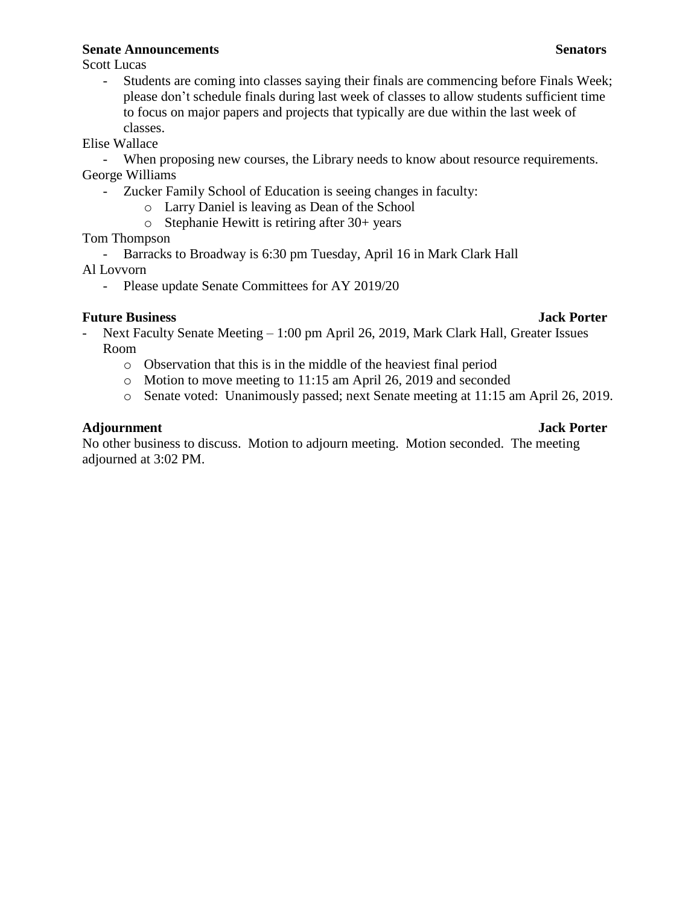**Senate Announcements** **Senators**

Scott Lucas

- Students are coming into classes saying their finals are commencing before Finals Week; please don't schedule finals during last week of classes to allow students sufficient time to focus on major papers and projects that typically are due within the last week of classes.

Elise Wallace

- When proposing new courses, the Library needs to know about resource requirements.

George Williams

- Zucker Family School of Education is seeing changes in faculty:
  - Larry Daniel is leaving as Dean of the School
  - Stephanie Hewitt is retiring after 30+ years

Tom Thompson

- Barracks to Broadway is 6:30 pm Tuesday, April 16 in Mark Clark Hall

Al Lovvorn

- Please update Senate Committees for AY 2019/20

**Future Business** **Jack Porter**

- Next Faculty Senate Meeting – 1:00 pm April 26, 2019, Mark Clark Hall, Greater Issues Room
  - Observation that this is in the middle of the heaviest final period
  - Motion to move meeting to 11:15 am April 26, 2019 and seconded
  - Senate voted: Unanimously passed; next Senate meeting at 11:15 am April 26, 2019.

**Adjournment** **Jack Porter**

No other business to discuss. Motion to adjourn meeting. Motion seconded. The meeting adjourned at 3:02 PM.